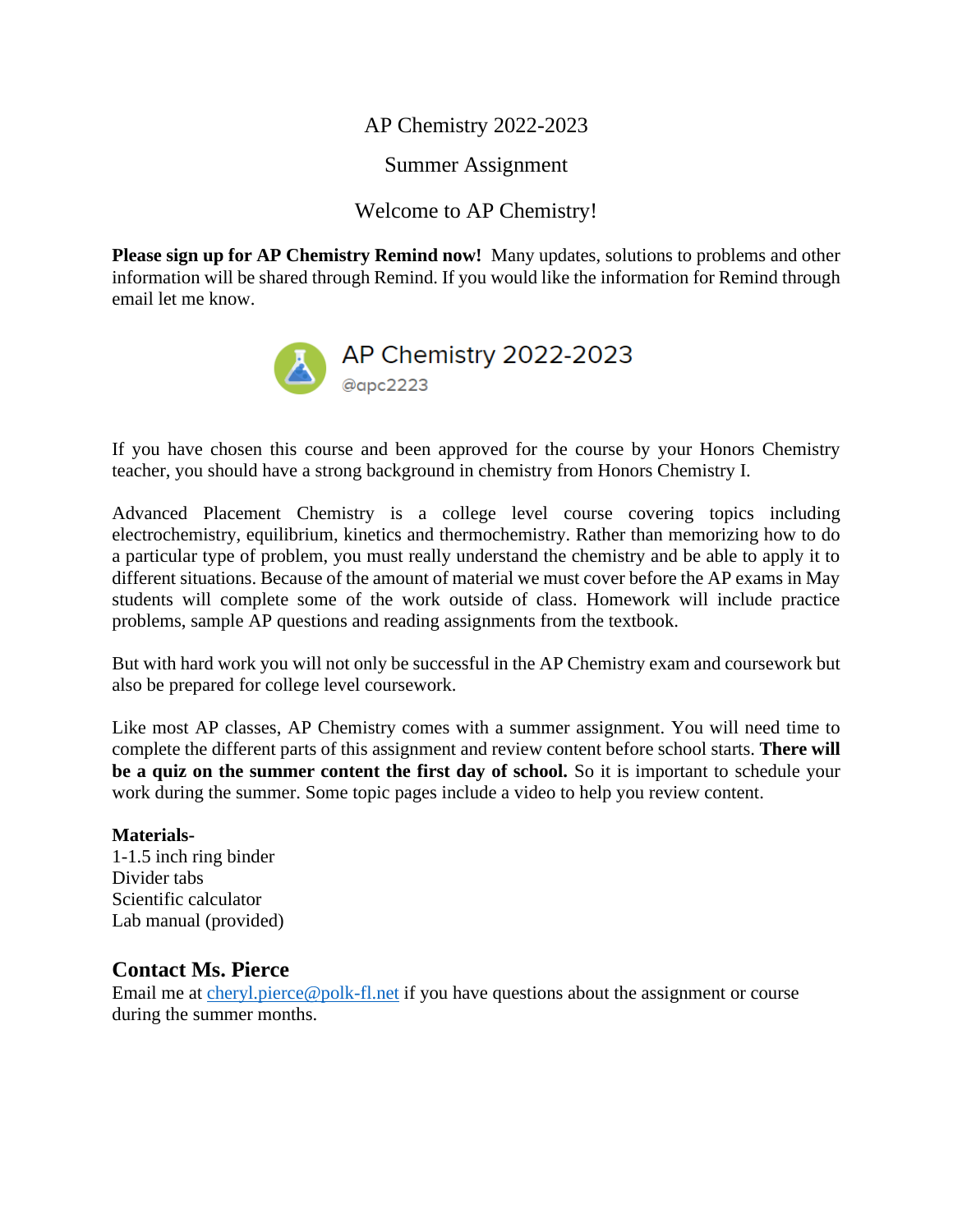# AP Chemistry 2022-2023

## Summer Assignment

## Welcome to AP Chemistry!

**Please sign up for AP Chemistry Remind now!** Many updates, solutions to problems and other information will be shared through Remind. If you would like the information for Remind through email let me know.

AP Chemistry 2022-2023
@apc2223

If you have chosen this course and been approved for the course by your Honors Chemistry teacher, you should have a strong background in chemistry from Honors Chemistry I.

Advanced Placement Chemistry is a college level course covering topics including electrochemistry, equilibrium, kinetics and thermochemistry. Rather than memorizing how to do a particular type of problem, you must really understand the chemistry and be able to apply it to different situations. Because of the amount of material we must cover before the AP exams in May students will complete some of the work outside of class. Homework will include practice problems, sample AP questions and reading assignments from the textbook.

But with hard work you will not only be successful in the AP Chemistry exam and coursework but also be prepared for college level coursework.

Like most AP classes, AP Chemistry comes with a summer assignment. You will need time to complete the different parts of this assignment and review content before school starts. **There will be a quiz on the summer content the first day of school.** So it is important to schedule your work during the summer. Some topic pages include a video to help you review content.

**Materials-**
1-1.5 inch ring binder
Divider tabs
Scientific calculator
Lab manual (provided)

## Contact Ms. Pierce

Email me at cheryl.pierce@polk-fl.net if you have questions about the assignment or course during the summer months.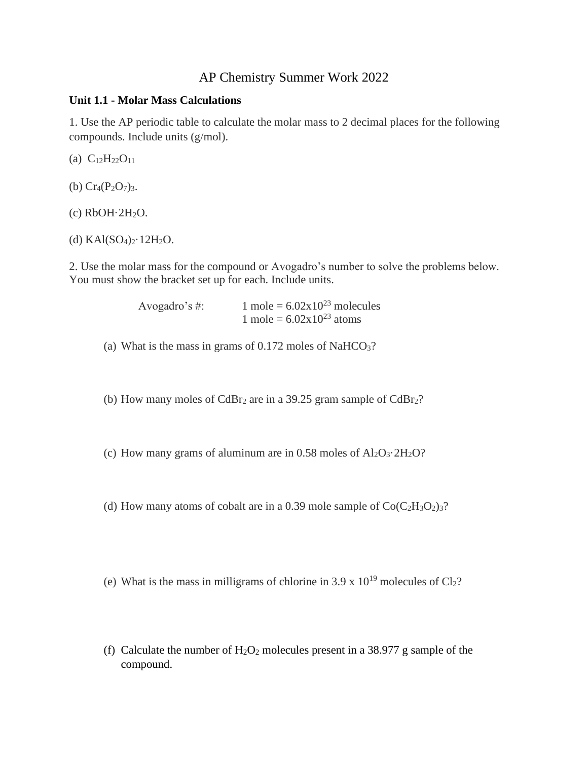# AP Chemistry Summer Work 2022

**Unit 1.1 - Molar Mass Calculations**

1. Use the AP periodic table to calculate the molar mass to 2 decimal places for the following compounds. Include units (g/mol).

(a) $C_{12}H_{22}O_{11}$

(b) $Cr_4(P_2O_7)_3$.

(c) $RbOH \cdot 2H_2O$.

(d) $KAl(SO_4)_2 \cdot 12H_2O$.

2. Use the molar mass for the compound or Avogadro's number to solve the problems below. You must show the bracket set up for each. Include units.

Avogadro's #: 1 mole = $6.02 \times 10^{23}$ molecules
1 mole = $6.02 \times 10^{23}$ atoms

(a) What is the mass in grams of 0.172 moles of $NaHCO_3$?

(b) How many moles of $CdBr_2$ are in a 39.25 gram sample of $CdBr_2$?

(c) How many grams of aluminum are in 0.58 moles of $Al_2O_3 \cdot 2H_2O$?

(d) How many atoms of cobalt are in a 0.39 mole sample of $Co(C_2H_3O_2)_3$?

(e) What is the mass in milligrams of chlorine in $3.9 \times 10^{19}$ molecules of $Cl_2$?

(f) Calculate the number of $H_2O_2$ molecules present in a 38.977 g sample of the compound.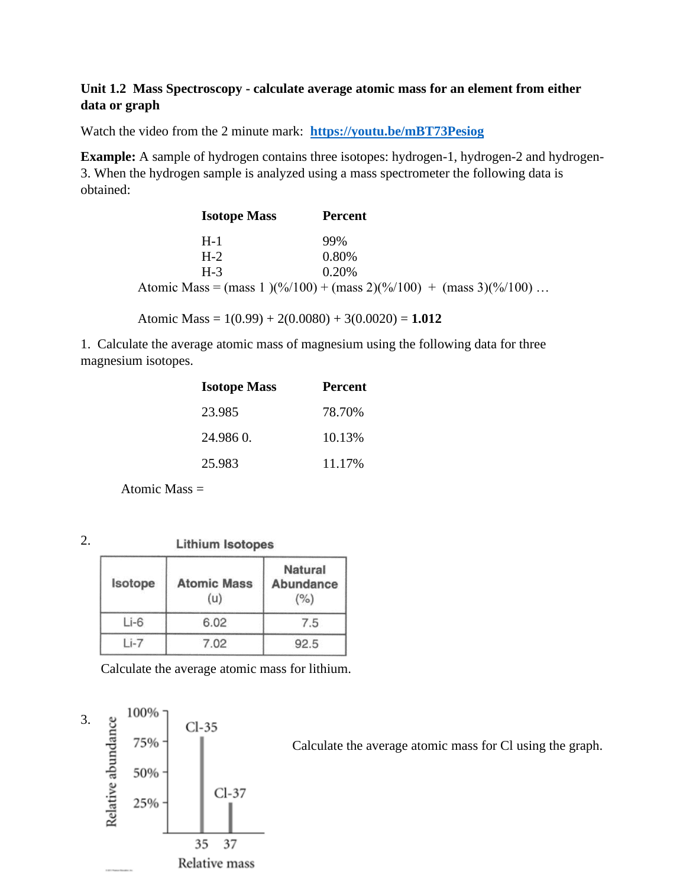**Unit 1.2 Mass Spectroscopy - calculate average atomic mass for an element from either data or graph**

Watch the video from the 2 minute mark: [https://youtu.be/mBT73Pesiog](https://youtu.be/mBT73Pesiog)

**Example:** A sample of hydrogen contains three isotopes: hydrogen-1, hydrogen-2 and hydrogen-3. When the hydrogen sample is analyzed using a mass spectrometer the following data is obtained:

| Isotope Mass | Percent |
|---|---|
| H-1 | 99% |
| H-2 | 0.80% |
| H-3 | 0.20% |

Atomic Mass = (mass 1 )(%/100) + (mass 2)(%/100) + (mass 3)(%/100) …

Atomic Mass = 1(0.99) + 2(0.0080) + 3(0.0020) = **1.012**

1. Calculate the average atomic mass of magnesium using the following data for three magnesium isotopes.

| Isotope Mass | Percent |
|---|---|
| 23.985 | 78.70% |
| 24.986 0. | 10.13% |
| 25.983 | 11.17% |

Atomic Mass =

2.

**Lithium Isotopes**

| Isotope | Atomic Mass (u) | Natural Abundance (%) |
|---|---|---|
| Li-6 | 6.02 | 7.5 |
| Li-7 | 7.02 | 92.5 |

Calculate the average atomic mass for lithium.

3.

Calculate the average atomic mass for Cl using the graph.

Relative abundance: 100%, 75%, 50%, 25%

Cl-35, Cl-37

35, 37

Relative mass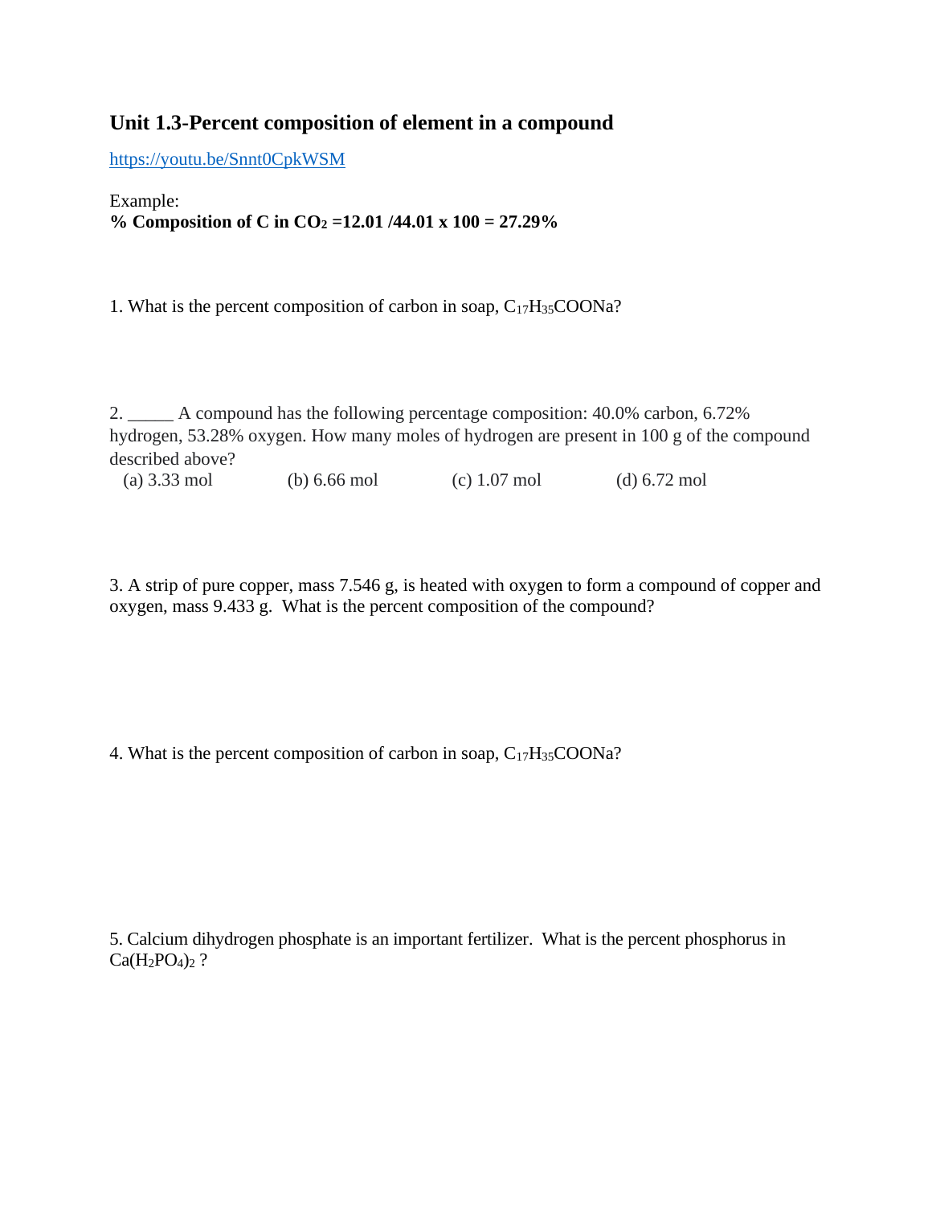## Unit 1.3-Percent composition of element in a compound

https://youtu.be/Snnt0CpkWSM

Example:
**% Composition of C in $CO_2$ =12.01 /44.01 x 100 = 27.29%**

1. What is the percent composition of carbon in soap, $C_{17}H_{35}COONa$?

2. _____ A compound has the following percentage composition: 40.0% carbon, 6.72% hydrogen, 53.28% oxygen. How many moles of hydrogen are present in 100 g of the compound described above?
   (a) 3.33 mol (b) 6.66 mol (c) 1.07 mol (d) 6.72 mol

3. A strip of pure copper, mass 7.546 g, is heated with oxygen to form a compound of copper and oxygen, mass 9.433 g. What is the percent composition of the compound?

4. What is the percent composition of carbon in soap, $C_{17}H_{35}COONa$?

5. Calcium dihydrogen phosphate is an important fertilizer. What is the percent phosphorus in $Ca(H_2PO_4)_2$ ?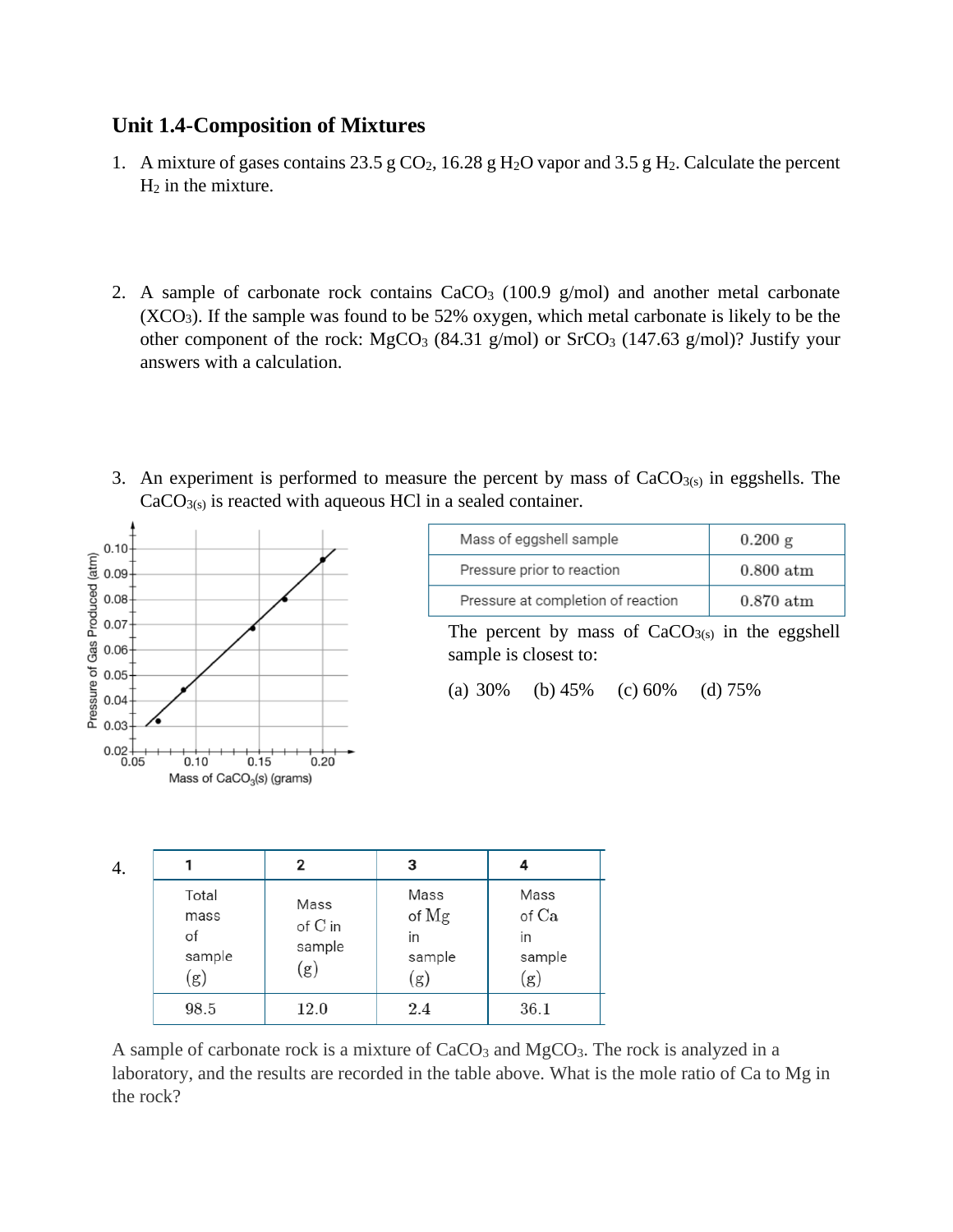## Unit 1.4-Composition of Mixtures

1. A mixture of gases contains 23.5 g $CO_2$, 16.28 g $H_2O$ vapor and 3.5 g $H_2$. Calculate the percent $H_2$ in the mixture.

2. A sample of carbonate rock contains $CaCO_3$ (100.9 g/mol) and another metal carbonate ($XCO_3$). If the sample was found to be 52% oxygen, which metal carbonate is likely to be the other component of the rock: $MgCO_3$ (84.31 g/mol) or $SrCO_3$ (147.63 g/mol)? Justify your answers with a calculation.

3. An experiment is performed to measure the percent by mass of $CaCO_{3(s)}$ in eggshells. The $CaCO_{3(s)}$ is reacted with aqueous HCl in a sealed container.

| Mass of eggshell sample | 0.200 g |
| --- | --- |
| Pressure prior to reaction | 0.800 atm |
| Pressure at completion of reaction | 0.870 atm |

The percent by mass of $CaCO_{3(s)}$ in the eggshell sample is closest to:

(a) 30% (b) 45% (c) 60% (d) 75%

4.

| 1 | 2 | 3 | 4 |
| --- | --- | --- | --- |
| Total mass of sample (g) | Mass of C in sample (g) | Mass of Mg in sample (g) | Mass of Ca in sample (g) |
| 98.5 | 12.0 | 2.4 | 36.1 |

A sample of carbonate rock is a mixture of $CaCO_3$ and $MgCO_3$. The rock is analyzed in a laboratory, and the results are recorded in the table above. What is the mole ratio of Ca to Mg in the rock?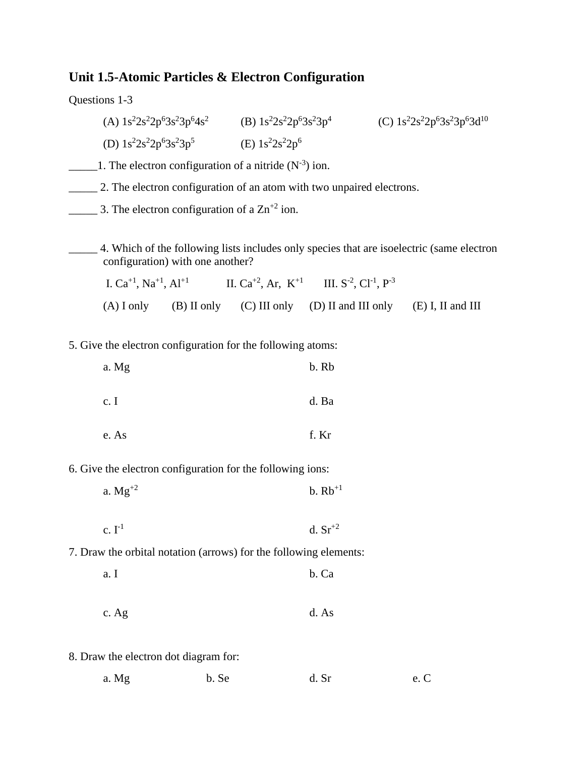## Unit 1.5-Atomic Particles & Electron Configuration

Questions 1-3

(A) $1s^2 2s^2 2p^6 3s^2 3p^6 4s^2$ (B) $1s^2 2s^2 2p^6 3s^2 3p^4$ (C) $1s^2 2s^2 2p^6 3s^2 3p^6 3d^{10}$

(D) $1s^2 2s^2 2p^6 3s^2 3p^5$ (E) $1s^2 2s^2 2p^6$

_____1. The electron configuration of a nitride ($N^{-3}$) ion.

_____ 2. The electron configuration of an atom with two unpaired electrons.

_____ 3. The electron configuration of a $Zn^{+2}$ ion.

_____ 4. Which of the following lists includes only species that are isoelectric (same electron configuration) with one another?

I. $Ca^{+1}$, $Na^{+1}$, $Al^{+1}$ II. $Ca^{+2}$, Ar, $K^{+1}$ III. $S^{-2}$, $Cl^{-1}$, $P^{-3}$

(A) I only (B) II only (C) III only (D) II and III only (E) I, II and III

5. Give the electron configuration for the following atoms:

a. Mg

b. Rb

c. I

d. Ba

e. As

f. Kr

6. Give the electron configuration for the following ions:

a. $Mg^{+2}$

b. $Rb^{+1}$

c. $I^{-1}$

d. $Sr^{+2}$

7. Draw the orbital notation (arrows) for the following elements:

a. I

b. Ca

c. Ag

d. As

8. Draw the electron dot diagram for:

a. Mg b. Se d. Sr e. C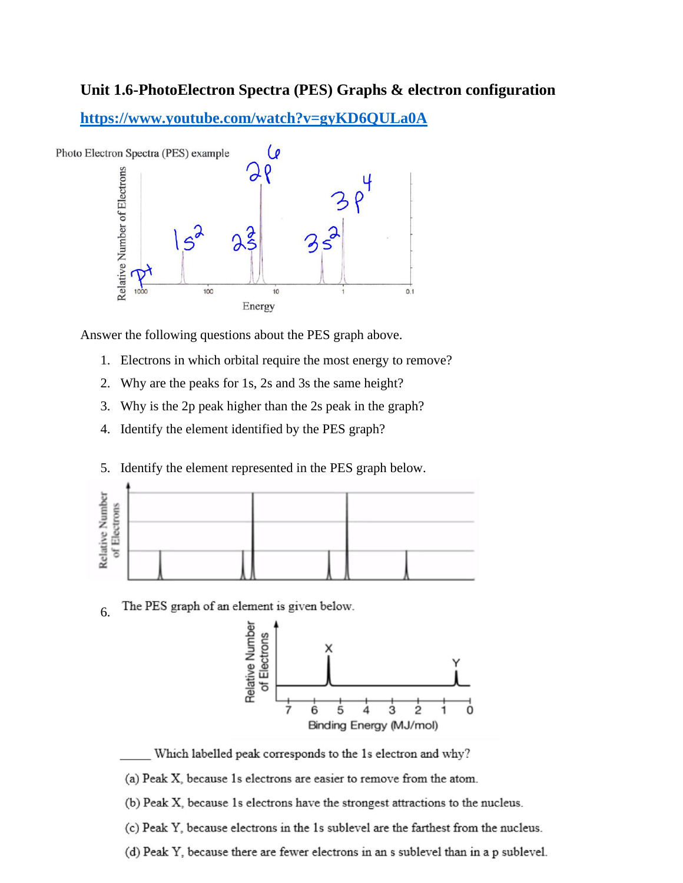## Unit 1.6-PhotoElectron Spectra (PES) Graphs & electron configuration

https://www.youtube.com/watch?v=gyKD6QULa0A

Answer the following questions about the PES graph above.

1. Electrons in which orbital require the most energy to remove?
2. Why are the peaks for 1s, 2s and 3s the same height?
3. Why is the 2p peak higher than the 2s peak in the graph?
4. Identify the element identified by the PES graph?

5. Identify the element represented in the PES graph below.

6. The PES graph of an element is given below.

_____ Which labelled peak corresponds to the 1s electron and why?

(a) Peak X, because 1s electrons are easier to remove from the atom.

(b) Peak X, because 1s electrons have the strongest attractions to the nucleus.

(c) Peak Y, because electrons in the 1s sublevel are the farthest from the nucleus.

(d) Peak Y, because there are fewer electrons in an s sublevel than in a p sublevel.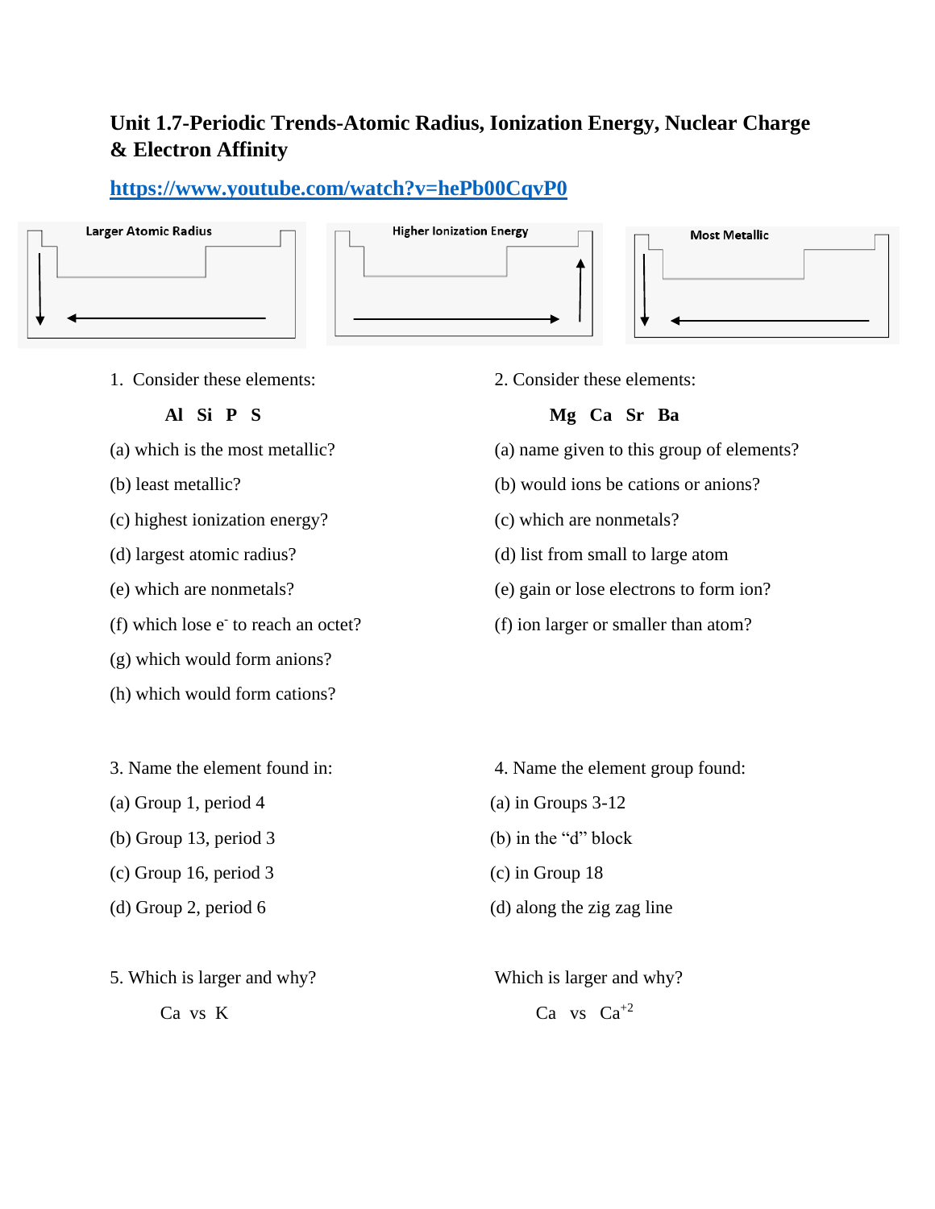## Unit 1.7-Periodic Trends-Atomic Radius, Ionization Energy, Nuclear Charge & Electron Affinity

[https://www.youtube.com/watch?v=hePb00CqvP0](https://www.youtube.com/watch?v=hePb00CqvP0)

Larger Atomic Radius

Higher Ionization Energy

Most Metallic

1. Consider these elements:

   **Al Si P S**

(a) which is the most metallic?

(b) least metallic?

(c) highest ionization energy?

(d) largest atomic radius?

(e) which are nonmetals?

(f) which lose $e^-$ to reach an octet?

(g) which would form anions?

(h) which would form cations?

2. Consider these elements:

   **Mg Ca Sr Ba**

(a) name given to this group of elements?

(b) would ions be cations or anions?

(c) which are nonmetals?

(d) list from small to large atom

(e) gain or lose electrons to form ion?

(f) ion larger or smaller than atom?

3. Name the element found in:

(a) Group 1, period 4

(b) Group 13, period 3

(c) Group 16, period 3

(d) Group 2, period 6

4. Name the element group found:

(a) in Groups 3-12

(b) in the "d" block

(c) in Group 18

(d) along the zig zag line

5. Which is larger and why?

   Ca vs K

Which is larger and why?

   Ca vs $Ca^{+2}$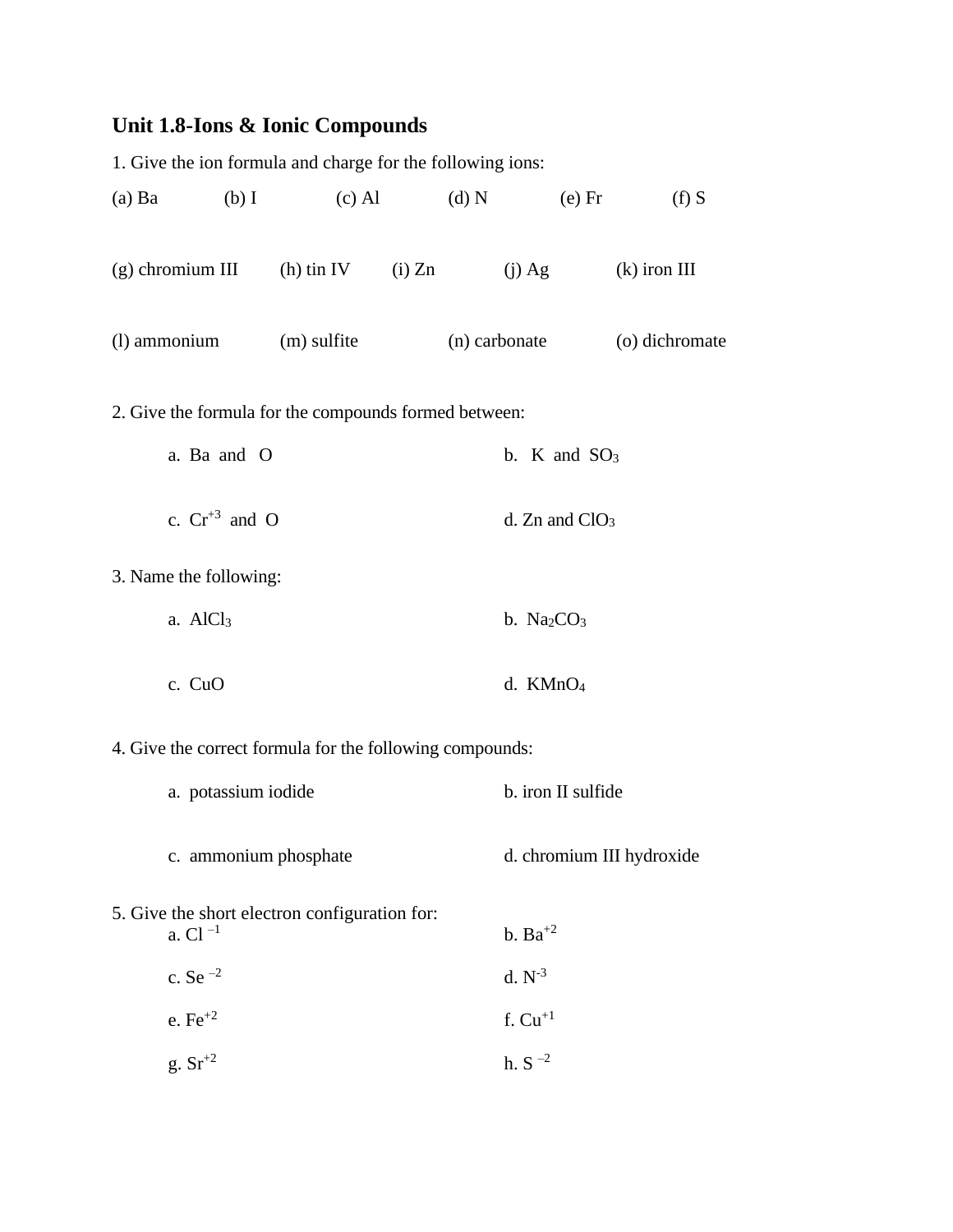## Unit 1.8-Ions & Ionic Compounds

1. Give the ion formula and charge for the following ions:

(a) Ba (b) I (c) Al (d) N (e) Fr (f) S

(g) chromium III (h) tin IV (i) Zn (j) Ag (k) iron III

(l) ammonium (m) sulfite (n) carbonate (o) dichromate

2. Give the formula for the compounds formed between:

a. Ba and O

b. K and $SO_3$

c. $Cr^{+3}$ and O

d. Zn and $ClO_3$

3. Name the following:

a. $AlCl_3$

b. $Na_2CO_3$

c. CuO

d. $KMnO_4$

4. Give the correct formula for the following compounds:

a. potassium iodide

b. iron II sulfide

c. ammonium phosphate

d. chromium III hydroxide

5. Give the short electron configuration for:

a. $Cl^{-1}$

b. $Ba^{+2}$

c. $Se^{-2}$

d. $N^{-3}$

e. $Fe^{+2}$

f. $Cu^{+1}$

g. $Sr^{+2}$

h. $S^{-2}$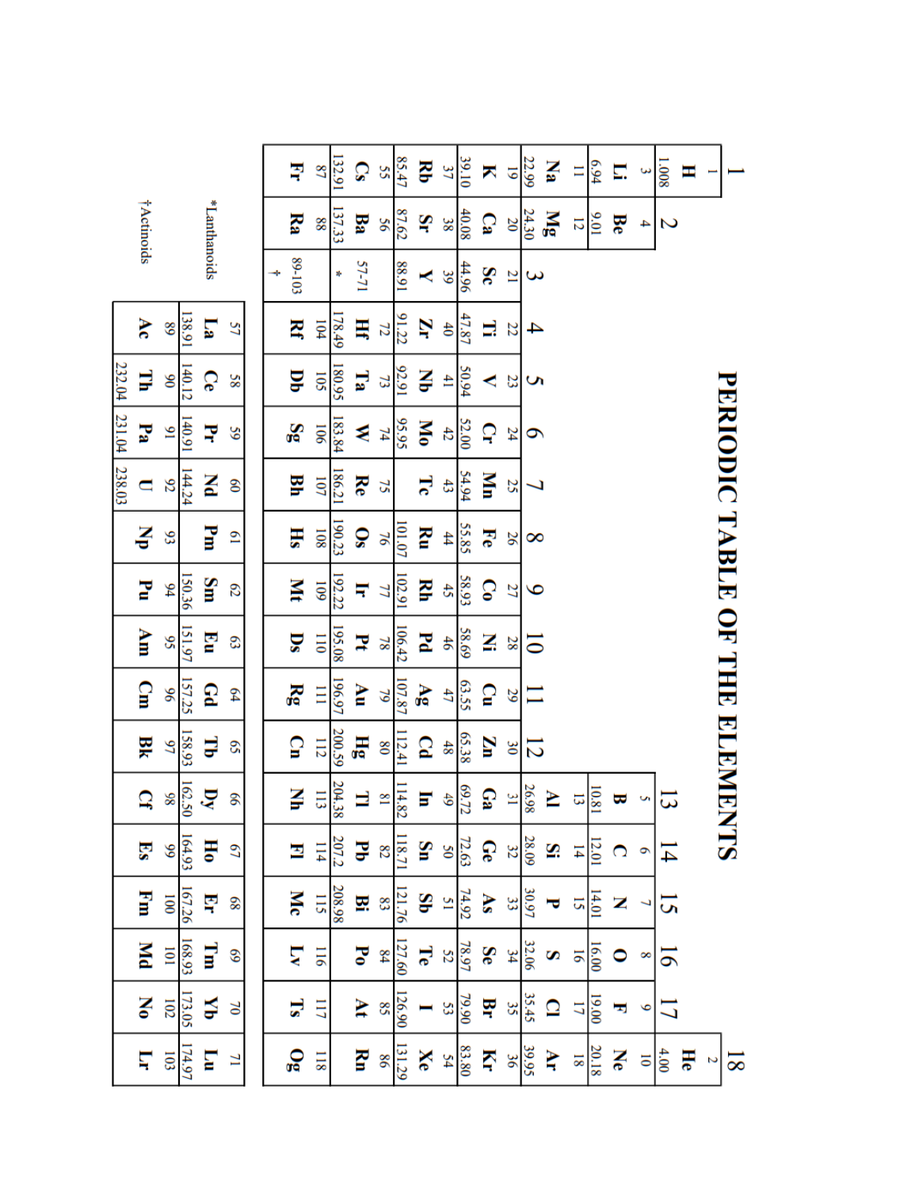# PERIODIC TABLE OF THE ELEMENTS

| 1 | 2 | 3 | 4 | 5 | 6 | 7 | 8 | 9 | 10 | 11 | 12 | 13 | 14 | 15 | 16 | 17 | 18 |
|---|---|---|---|---|---|---|---|---|---|---|---|---|---|---|---|---|---|
| 1<br>**H**<br>1.008 | | | | | | | | | | | | | | | | | 2<br>**He**<br>4.00 |
| 3<br>**Li**<br>6.94 | 4<br>**Be**<br>9.01 | | | | | | | | | | | 5<br>**B**<br>10.81 | 6<br>**C**<br>12.01 | 7<br>**N**<br>14.01 | 8<br>**O**<br>16.00 | 9<br>**F**<br>19.00 | 10<br>**Ne**<br>20.18 |
| 11<br>**Na**<br>22.99 | 12<br>**Mg**<br>24.30 | | | | | | | | | | | 13<br>**Al**<br>26.98 | 14<br>**Si**<br>28.09 | 15<br>**P**<br>30.97 | 16<br>**S**<br>32.06 | 17<br>**Cl**<br>35.45 | 18<br>**Ar**<br>39.95 |
| 19<br>**K**<br>39.10 | 20<br>**Ca**<br>40.08 | 21<br>**Sc**<br>44.96 | 22<br>**Ti**<br>47.87 | 23<br>**V**<br>50.94 | 24<br>**Cr**<br>52.00 | 25<br>**Mn**<br>54.94 | 26<br>**Fe**<br>55.85 | 27<br>**Co**<br>58.93 | 28<br>**Ni**<br>58.69 | 29<br>**Cu**<br>63.55 | 30<br>**Zn**<br>65.38 | 31<br>**Ga**<br>69.72 | 32<br>**Ge**<br>72.63 | 33<br>**As**<br>74.92 | 34<br>**Se**<br>78.97 | 35<br>**Br**<br>79.90 | 36<br>**Kr**<br>83.80 |
| 37<br>**Rb**<br>85.47 | 38<br>**Sr**<br>87.62 | 39<br>**Y**<br>88.91 | 40<br>**Zr**<br>91.22 | 41<br>**Nb**<br>92.91 | 42<br>**Mo**<br>95.95 | 43<br>**Tc** | 44<br>**Ru**<br>101.07 | 45<br>**Rh**<br>102.91 | 46<br>**Pd**<br>106.42 | 47<br>**Ag**<br>107.87 | 48<br>**Cd**<br>112.41 | 49<br>**In**<br>114.82 | 50<br>**Sn**<br>118.71 | 51<br>**Sb**<br>121.76 | 52<br>**Te**<br>127.60 | 53<br>**I**<br>126.90 | 54<br>**Xe**<br>131.29 |
| 55<br>**Cs**<br>132.91 | 56<br>**Ba**<br>137.33 | 57-71<br>* | 72<br>**Hf**<br>178.49 | 73<br>**Ta**<br>180.95 | 74<br>**W**<br>183.84 | 75<br>**Re**<br>186.21 | 76<br>**Os**<br>190.23 | 77<br>**Ir**<br>192.22 | 78<br>**Pt**<br>195.08 | 79<br>**Au**<br>196.97 | 80<br>**Hg**<br>200.59 | 81<br>**Tl**<br>204.38 | 82<br>**Pb**<br>207.2 | 83<br>**Bi**<br>208.98 | 84<br>**Po** | 85<br>**At** | 86<br>**Rn** |
| 87<br>**Fr** | 88<br>**Ra** | 89-103<br>† | 104<br>**Rf** | 105<br>**Db** | 106<br>**Sg** | 107<br>**Bh** | 108<br>**Hs** | 109<br>**Mt** | 110<br>**Ds** | 111<br>**Rg** | 112<br>**Cn** | 113<br>**Nh** | 114<br>**Fl** | 115<br>**Mc** | 116<br>**Lv** | 117<br>**Ts** | 118<br>**Og** |

| | | | | | | | | | | | | | | | |
|---|---|---|---|---|---|---|---|---|---|---|---|---|---|---|---|
| *Lanthanoids | 57<br>**La**<br>138.91 | 58<br>**Ce**<br>140.12 | 59<br>**Pr**<br>140.91 | 60<br>**Nd**<br>144.24 | 61<br>**Pm** | 62<br>**Sm**<br>150.36 | 63<br>**Eu**<br>151.97 | 64<br>**Gd**<br>157.25 | 65<br>**Tb**<br>158.93 | 66<br>**Dy**<br>162.50 | 67<br>**Ho**<br>164.93 | 68<br>**Er**<br>167.26 | 69<br>**Tm**<br>168.93 | 70<br>**Yb**<br>173.05 | 71<br>**Lu**<br>174.97 |
| †Actinoids | 89<br>**Ac** | 90<br>**Th**<br>232.04 | 91<br>**Pa**<br>231.04 | 92<br>**U**<br>238.03 | 93<br>**Np** | 94<br>**Pu** | 95<br>**Am** | 96<br>**Cm** | 97<br>**Bk** | 98<br>**Cf** | 99<br>**Es** | 100<br>**Fm** | 101<br>**Md** | 102<br>**No** | 103<br>**Lr** |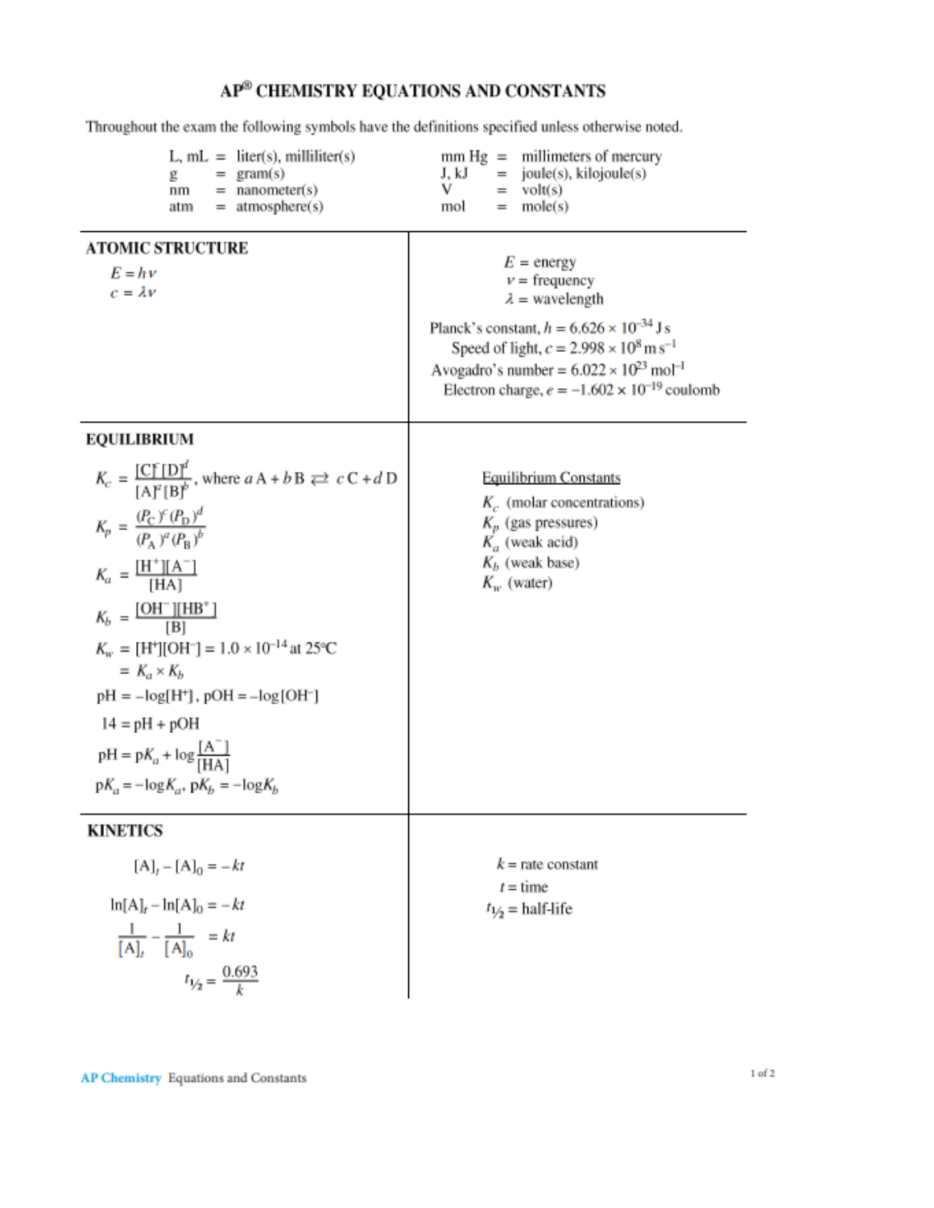# AP® CHEMISTRY EQUATIONS AND CONSTANTS

Throughout the exam the following symbols have the definitions specified unless otherwise noted.

| | | | | | |
|---|---|---|---|---|---|
| L, mL | = | liter(s), milliliter(s) | mm Hg | = | millimeters of mercury |
| g | = | gram(s) | J, kJ | = | joule(s), kilojoule(s) |
| nm | = | nanometer(s) | V | = | volt(s) |
| atm | = | atmosphere(s) | mol | = | mole(s) |

## ATOMIC STRUCTURE

$E = h\nu$

$c = \lambda\nu$

$E$ = energy
$\nu$ = frequency
$\lambda$ = wavelength

Planck's constant, $h = 6.626 \times 10^{-34}$ J s
Speed of light, $c = 2.998 \times 10^{8}$ m s$^{-1}$
Avogadro's number $= 6.022 \times 10^{23}$ mol$^{-1}$
Electron charge, $e = -1.602 \times 10^{-19}$ coulomb

## EQUILIBRIUM

$$K_c = \frac{[C]^c[D]^d}{[A]^a[B]^b}, \text{ where } a\text{A} + b\text{B} \rightleftarrows c\text{C} + d\text{D}$$

$$K_p = \frac{(P_C)^c(P_D)^d}{(P_A)^a(P_B)^b}$$

$$K_a = \frac{[H^+][A^-]}{[HA]}$$

$$K_b = \frac{[OH^-][HB^+]}{[B]}$$

$$K_w = [H^+][OH^-] = 1.0 \times 10^{-14} \text{ at } 25^\circ\text{C}$$
$$= K_a \times K_b$$

$$\text{pH} = -\log[H^+], \ \text{pOH} = -\log[OH^-]$$

$$14 = \text{pH} + \text{pOH}$$

$$\text{pH} = \text{p}K_a + \log\frac{[A^-]}{[HA]}$$

$$\text{p}K_a = -\log K_a, \ \text{p}K_b = -\log K_b$$

Equilibrium Constants

$K_c$ (molar concentrations)
$K_p$ (gas pressures)
$K_a$ (weak acid)
$K_b$ (weak base)
$K_w$ (water)

## KINETICS

$$[A]_t - [A]_0 = -kt$$

$$\ln[A]_t - \ln[A]_0 = -kt$$

$$\frac{1}{[A]_t} - \frac{1}{[A]_0} = kt$$

$$t_{1/2} = \frac{0.693}{k}$$

$k$ = rate constant
$t$ = time
$t_{1/2}$ = half-life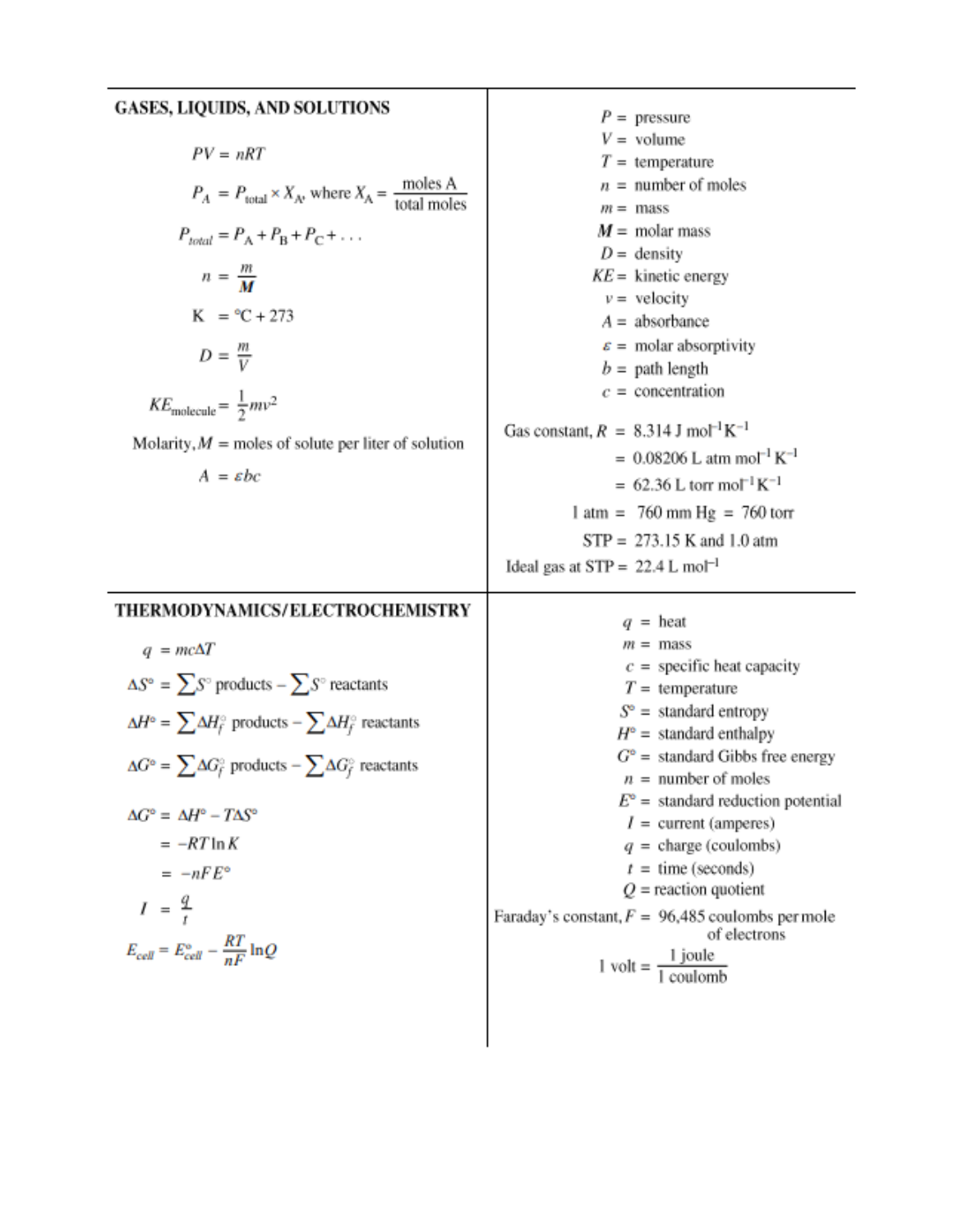## GASES, LIQUIDS, AND SOLUTIONS

$$PV = nRT$$

$$P_A = P_{total} \times X_A, \text{ where } X_A = \frac{\text{moles A}}{\text{total moles}}$$

$$P_{total} = P_A + P_B + P_C + \ldots$$

$$n = \frac{m}{\boldsymbol{M}}$$

$$K = {}^\circ C + 273$$

$$D = \frac{m}{V}$$

$$KE_{molecule} = \frac{1}{2}mv^2$$

Molarity, $M$ = moles of solute per liter of solution

$$A = \varepsilon bc$$

$P$ = pressure
$V$ = volume
$T$ = temperature
$n$ = number of moles
$m$ = mass
$\boldsymbol{M}$ = molar mass
$D$ = density
$KE$ = kinetic energy
$v$ = velocity
$A$ = absorbance
$\varepsilon$ = molar absorptivity
$b$ = path length
$c$ = concentration

Gas constant, $R = 8.314 \text{ J mol}^{-1}\text{K}^{-1}$
$= 0.08206 \text{ L atm mol}^{-1}\text{K}^{-1}$
$= 62.36 \text{ L torr mol}^{-1}\text{K}^{-1}$

1 atm = 760 mm Hg = 760 torr

STP = 273.15 K and 1.0 atm

Ideal gas at STP = 22.4 L $\text{mol}^{-1}$

## THERMODYNAMICS/ELECTROCHEMISTRY

$$q = mc\Delta T$$

$$\Delta S^\circ = \sum S^\circ \text{ products} - \sum S^\circ \text{ reactants}$$

$$\Delta H^\circ = \sum \Delta H_f^\circ \text{ products} - \sum \Delta H_f^\circ \text{ reactants}$$

$$\Delta G^\circ = \sum \Delta G_f^\circ \text{ products} - \sum \Delta G_f^\circ \text{ reactants}$$

$$\Delta G^\circ = \Delta H^\circ - T\Delta S^\circ$$

$$= -RT \ln K$$

$$= -nFE^\circ$$

$$I = \frac{q}{t}$$

$$E_{cell} = E_{cell}^\circ - \frac{RT}{nF}\ln Q$$

$q$ = heat
$m$ = mass
$c$ = specific heat capacity
$T$ = temperature
$S^\circ$ = standard entropy
$H^\circ$ = standard enthalpy
$G^\circ$ = standard Gibbs free energy
$n$ = number of moles
$E^\circ$ = standard reduction potential
$I$ = current (amperes)
$q$ = charge (coulombs)
$t$ = time (seconds)
$Q$ = reaction quotient

Faraday's constant, $F$ = 96,485 coulombs per mole of electrons

$$1 \text{ volt} = \frac{1 \text{ joule}}{1 \text{ coulomb}}$$